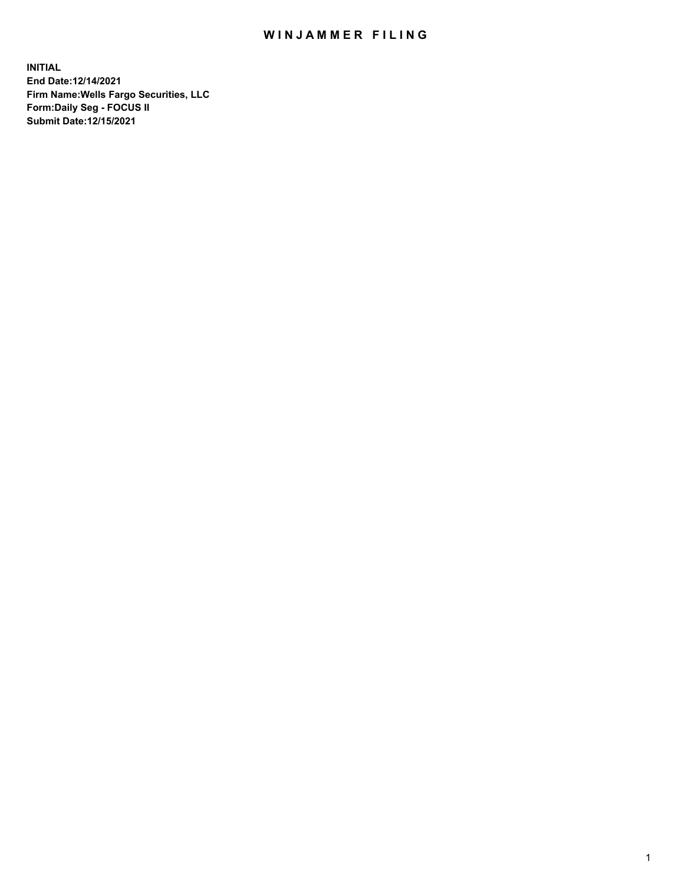# WINJAMMER FILING

**INITIAL**
**End Date:12/14/2021**
**Firm Name:Wells Fargo Securities, LLC**
**Form:Daily Seg - FOCUS II**
**Submit Date:12/15/2021**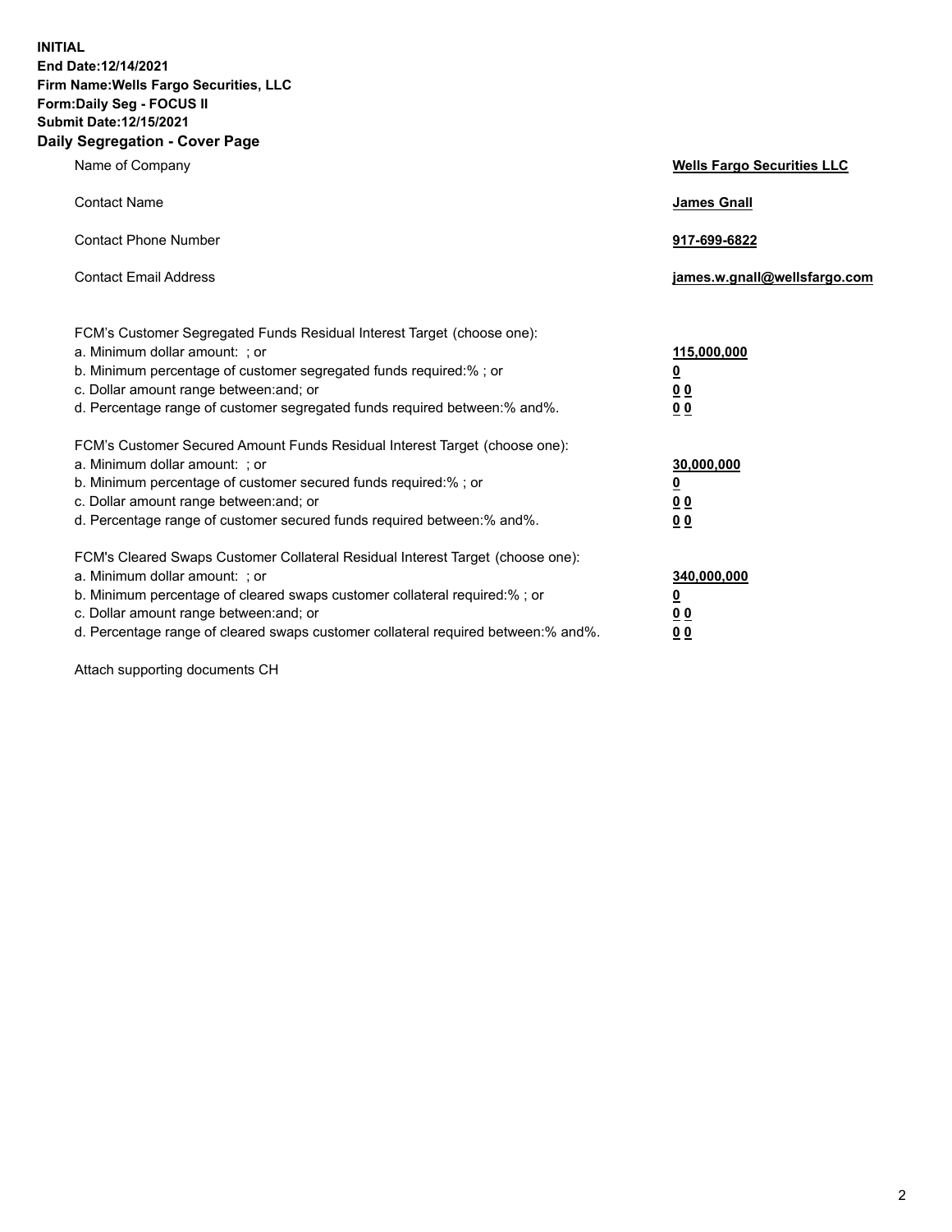**INITIAL**
**End Date:12/14/2021**
**Firm Name:Wells Fargo Securities, LLC**
**Form:Daily Seg - FOCUS II**
**Submit Date:12/15/2021**

## Daily Segregation - Cover Page

| | |
|---|---|
| Name of Company | **Wells Fargo Securities LLC** |
| Contact Name | **James Gnall** |
| Contact Phone Number | **917-699-6822** |
| Contact Email Address | **james.w.gnall@wellsfargo.com** |

| | |
|---|---|
| FCM's Customer Segregated Funds Residual Interest Target (choose one): | |
| a. Minimum dollar amount: ; or | **115,000,000** |
| b. Minimum percentage of customer segregated funds required:% ; or | **0** |
| c. Dollar amount range between:and; or | **0 0** |
| d. Percentage range of customer segregated funds required between:% and%. | **0 0** |
| FCM's Customer Secured Amount Funds Residual Interest Target (choose one): | |
| a. Minimum dollar amount: ; or | **30,000,000** |
| b. Minimum percentage of customer secured funds required:% ; or | **0** |
| c. Dollar amount range between:and; or | **0 0** |
| d. Percentage range of customer secured funds required between:% and%. | **0 0** |
| FCM's Cleared Swaps Customer Collateral Residual Interest Target (choose one): | |
| a. Minimum dollar amount: ; or | **340,000,000** |
| b. Minimum percentage of cleared swaps customer collateral required:% ; or | **0** |
| c. Dollar amount range between:and; or | **0 0** |
| d. Percentage range of cleared swaps customer collateral required between:% and%. | **0 0** |

Attach supporting documents CH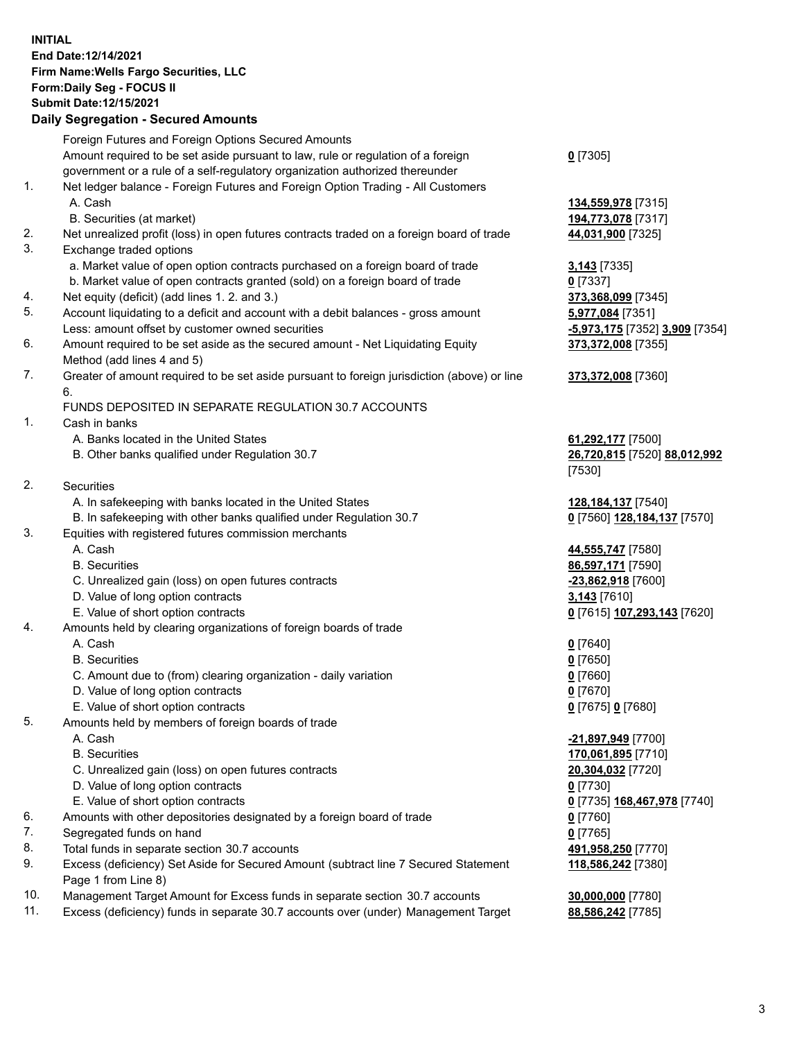**INITIAL**
**End Date:12/14/2021**
**Firm Name:Wells Fargo Securities, LLC**
**Form:Daily Seg - FOCUS II**
**Submit Date:12/15/2021**

**Daily Segregation - Secured Amounts**

| | | |
|---|---|---|
| | Foreign Futures and Foreign Options Secured Amounts | |
| | Amount required to be set aside pursuant to law, rule or regulation of a foreign government or a rule of a self-regulatory organization authorized thereunder | **0** [7305] |
| 1. | Net ledger balance - Foreign Futures and Foreign Option Trading - All Customers | |
| | A. Cash | **134,559,978** [7315] |
| | B. Securities (at market) | **194,773,078** [7317] |
| 2. | Net unrealized profit (loss) in open futures contracts traded on a foreign board of trade | **44,031,900** [7325] |
| 3. | Exchange traded options | |
| | a. Market value of open option contracts purchased on a foreign board of trade | **3,143** [7335] |
| | b. Market value of open contracts granted (sold) on a foreign board of trade | **0** [7337] |
| 4. | Net equity (deficit) (add lines 1. 2. and 3.) | **373,368,099** [7345] |
| 5. | Account liquidating to a deficit and account with a debit balances - gross amount | **5,977,084** [7351] |
| | Less: amount offset by customer owned securities | **-5,973,175** [7352] **3,909** [7354] |
| 6. | Amount required to be set aside as the secured amount - Net Liquidating Equity Method (add lines 4 and 5) | **373,372,008** [7355] |
| 7. | Greater of amount required to be set aside pursuant to foreign jurisdiction (above) or line 6. | **373,372,008** [7360] |
| | FUNDS DEPOSITED IN SEPARATE REGULATION 30.7 ACCOUNTS | |
| 1. | Cash in banks | |
| | A. Banks located in the United States | **61,292,177** [7500] |
| | B. Other banks qualified under Regulation 30.7 | **26,720,815** [7520] **88,012,992** [7530] |
| 2. | Securities | |
| | A. In safekeeping with banks located in the United States | **128,184,137** [7540] |
| | B. In safekeeping with other banks qualified under Regulation 30.7 | **0** [7560] **128,184,137** [7570] |
| 3. | Equities with registered futures commission merchants | |
| | A. Cash | **44,555,747** [7580] |
| | B. Securities | **86,597,171** [7590] |
| | C. Unrealized gain (loss) on open futures contracts | **-23,862,918** [7600] |
| | D. Value of long option contracts | **3,143** [7610] |
| | E. Value of short option contracts | **0** [7615] **107,293,143** [7620] |
| 4. | Amounts held by clearing organizations of foreign boards of trade | |
| | A. Cash | **0** [7640] |
| | B. Securities | **0** [7650] |
| | C. Amount due to (from) clearing organization - daily variation | **0** [7660] |
| | D. Value of long option contracts | **0** [7670] |
| | E. Value of short option contracts | **0** [7675] **0** [7680] |
| 5. | Amounts held by members of foreign boards of trade | |
| | A. Cash | **-21,897,949** [7700] |
| | B. Securities | **170,061,895** [7710] |
| | C. Unrealized gain (loss) on open futures contracts | **20,304,032** [7720] |
| | D. Value of long option contracts | **0** [7730] |
| | E. Value of short option contracts | **0** [7735] **168,467,978** [7740] |
| 6. | Amounts with other depositories designated by a foreign board of trade | **0** [7760] |
| 7. | Segregated funds on hand | **0** [7765] |
| 8. | Total funds in separate section 30.7 accounts | **491,958,250** [7770] |
| 9. | Excess (deficiency) Set Aside for Secured Amount (subtract line 7 Secured Statement Page 1 from Line 8) | **118,586,242** [7380] |
| 10. | Management Target Amount for Excess funds in separate section 30.7 accounts | **30,000,000** [7780] |
| 11. | Excess (deficiency) funds in separate 30.7 accounts over (under) Management Target | **88,586,242** [7785] |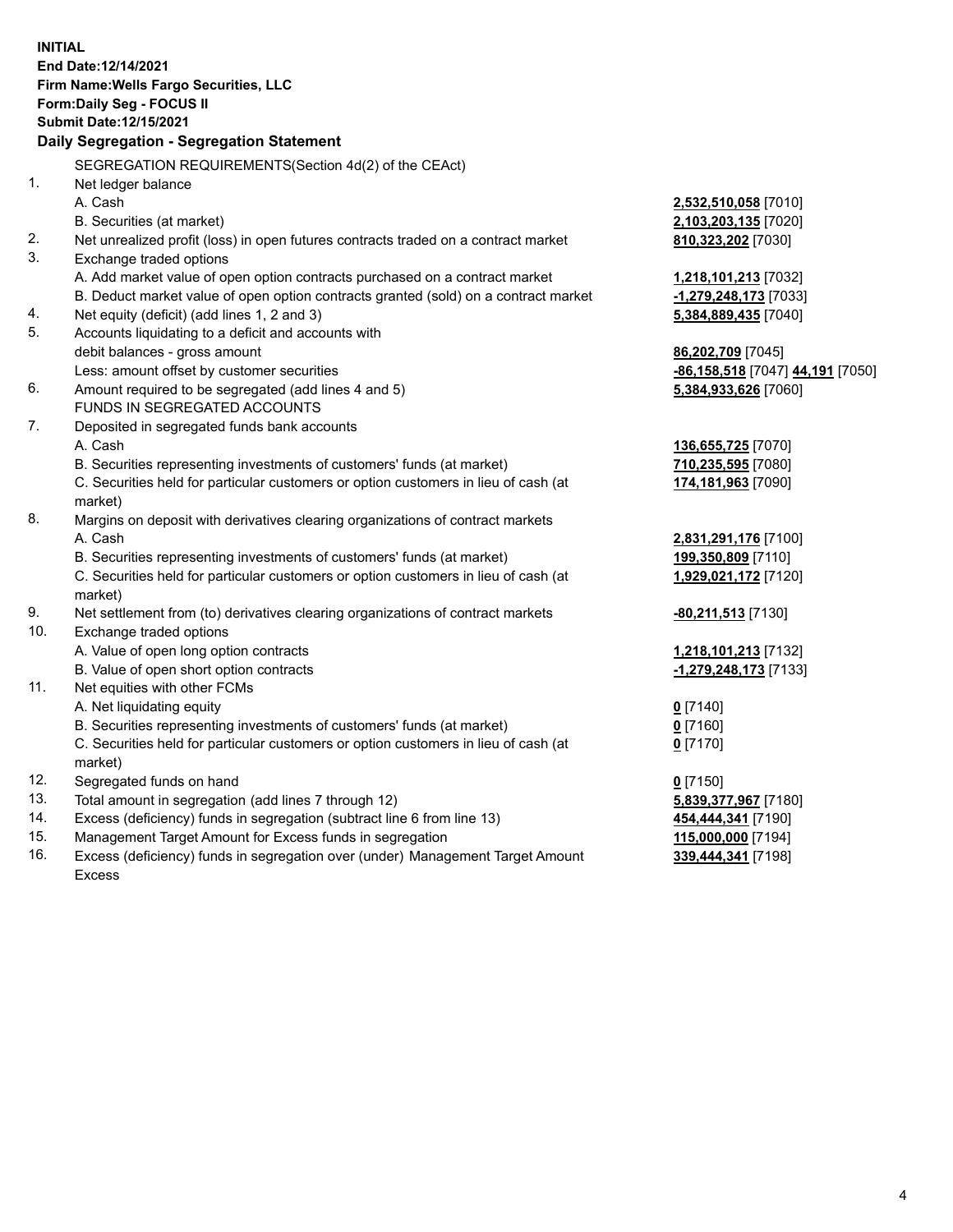**INITIAL**
**End Date:12/14/2021**
**Firm Name:Wells Fargo Securities, LLC**
**Form:Daily Seg - FOCUS II**
**Submit Date:12/15/2021**
**Daily Segregation - Segregation Statement**

SEGREGATION REQUIREMENTS(Section 4d(2) of the CEAct)

| | | |
|---|---|---|
| 1. | Net ledger balance | |
| | A. Cash | **2,532,510,058** [7010] |
| | B. Securities (at market) | **2,103,203,135** [7020] |
| 2. | Net unrealized profit (loss) in open futures contracts traded on a contract market | **810,323,202** [7030] |
| 3. | Exchange traded options | |
| | A. Add market value of open option contracts purchased on a contract market | **1,218,101,213** [7032] |
| | B. Deduct market value of open option contracts granted (sold) on a contract market | **-1,279,248,173** [7033] |
| 4. | Net equity (deficit) (add lines 1, 2 and 3) | **5,384,889,435** [7040] |
| 5. | Accounts liquidating to a deficit and accounts with debit balances - gross amount | **86,202,709** [7045] |
| | Less: amount offset by customer securities | **-86,158,518** [7047] **44,191** [7050] |
| 6. | Amount required to be segregated (add lines 4 and 5) | **5,384,933,626** [7060] |
| | FUNDS IN SEGREGATED ACCOUNTS | |
| 7. | Deposited in segregated funds bank accounts | |
| | A. Cash | **136,655,725** [7070] |
| | B. Securities representing investments of customers' funds (at market) | **710,235,595** [7080] |
| | C. Securities held for particular customers or option customers in lieu of cash (at market) | **174,181,963** [7090] |
| 8. | Margins on deposit with derivatives clearing organizations of contract markets | |
| | A. Cash | **2,831,291,176** [7100] |
| | B. Securities representing investments of customers' funds (at market) | **199,350,809** [7110] |
| | C. Securities held for particular customers or option customers in lieu of cash (at market) | **1,929,021,172** [7120] |
| 9. | Net settlement from (to) derivatives clearing organizations of contract markets | **-80,211,513** [7130] |
| 10. | Exchange traded options | |
| | A. Value of open long option contracts | **1,218,101,213** [7132] |
| | B. Value of open short option contracts | **-1,279,248,173** [7133] |
| 11. | Net equities with other FCMs | |
| | A. Net liquidating equity | **0** [7140] |
| | B. Securities representing investments of customers' funds (at market) | **0** [7160] |
| | C. Securities held for particular customers or option customers in lieu of cash (at market) | **0** [7170] |
| 12. | Segregated funds on hand | **0** [7150] |
| 13. | Total amount in segregation (add lines 7 through 12) | **5,839,377,967** [7180] |
| 14. | Excess (deficiency) funds in segregation (subtract line 6 from line 13) | **454,444,341** [7190] |
| 15. | Management Target Amount for Excess funds in segregation | **115,000,000** [7194] |
| 16. | Excess (deficiency) funds in segregation over (under) Management Target Amount Excess | **339,444,341** [7198] |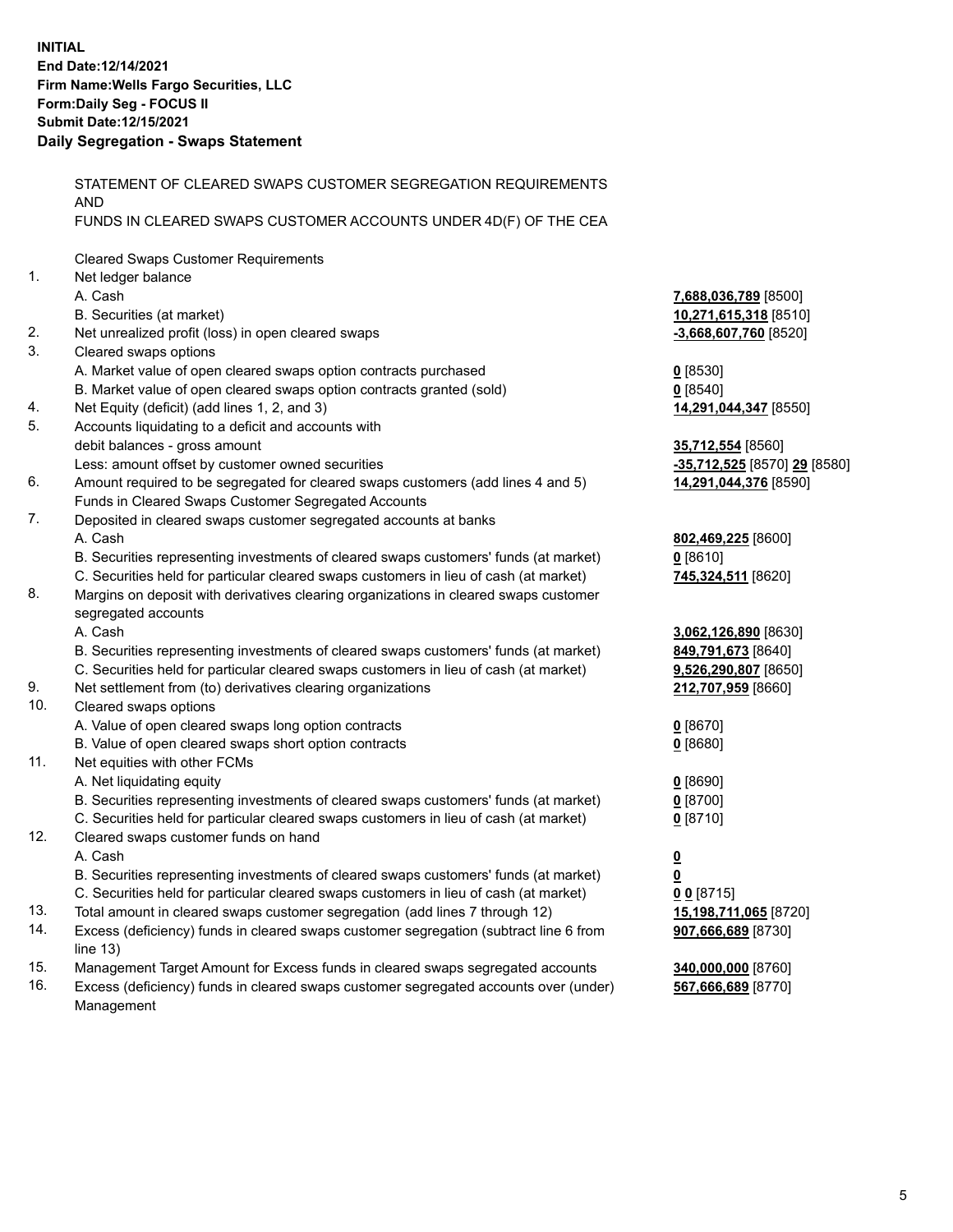**INITIAL**
**End Date:12/14/2021**
**Firm Name:Wells Fargo Securities, LLC**
**Form:Daily Seg - FOCUS II**
**Submit Date:12/15/2021**
**Daily Segregation - Swaps Statement**

STATEMENT OF CLEARED SWAPS CUSTOMER SEGREGATION REQUIREMENTS AND FUNDS IN CLEARED SWAPS CUSTOMER ACCOUNTS UNDER 4D(F) OF THE CEA

| | | |
|---|---|---|
| | Cleared Swaps Customer Requirements | |
| 1. | Net ledger balance | |
| | A. Cash | 7,688,036,789 [8500] |
| | B. Securities (at market) | 10,271,615,318 [8510] |
| 2. | Net unrealized profit (loss) in open cleared swaps | -3,668,607,760 [8520] |
| 3. | Cleared swaps options | |
| | A. Market value of open cleared swaps option contracts purchased | 0 [8530] |
| | B. Market value of open cleared swaps option contracts granted (sold) | 0 [8540] |
| 4. | Net Equity (deficit) (add lines 1, 2, and 3) | 14,291,044,347 [8550] |
| 5. | Accounts liquidating to a deficit and accounts with debit balances - gross amount | 35,712,554 [8560] |
| | Less: amount offset by customer owned securities | -35,712,525 [8570] 29 [8580] |
| 6. | Amount required to be segregated for cleared swaps customers (add lines 4 and 5) | 14,291,044,376 [8590] |
| | Funds in Cleared Swaps Customer Segregated Accounts | |
| 7. | Deposited in cleared swaps customer segregated accounts at banks | |
| | A. Cash | 802,469,225 [8600] |
| | B. Securities representing investments of cleared swaps customers' funds (at market) | 0 [8610] |
| | C. Securities held for particular cleared swaps customers in lieu of cash (at market) | 745,324,511 [8620] |
| 8. | Margins on deposit with derivatives clearing organizations in cleared swaps customer segregated accounts | |
| | A. Cash | 3,062,126,890 [8630] |
| | B. Securities representing investments of cleared swaps customers' funds (at market) | 849,791,673 [8640] |
| | C. Securities held for particular cleared swaps customers in lieu of cash (at market) | 9,526,290,807 [8650] |
| 9. | Net settlement from (to) derivatives clearing organizations | 212,707,959 [8660] |
| 10. | Cleared swaps options | |
| | A. Value of open cleared swaps long option contracts | 0 [8670] |
| | B. Value of open cleared swaps short option contracts | 0 [8680] |
| 11. | Net equities with other FCMs | |
| | A. Net liquidating equity | 0 [8690] |
| | B. Securities representing investments of cleared swaps customers' funds (at market) | 0 [8700] |
| | C. Securities held for particular cleared swaps customers in lieu of cash (at market) | 0 [8710] |
| 12. | Cleared swaps customer funds on hand | |
| | A. Cash | 0 |
| | B. Securities representing investments of cleared swaps customers' funds (at market) | 0 |
| | C. Securities held for particular cleared swaps customers in lieu of cash (at market) | 0 0 [8715] |
| 13. | Total amount in cleared swaps customer segregation (add lines 7 through 12) | 15,198,711,065 [8720] |
| 14. | Excess (deficiency) funds in cleared swaps customer segregation (subtract line 6 from line 13) | 907,666,689 [8730] |
| 15. | Management Target Amount for Excess funds in cleared swaps segregated accounts | 340,000,000 [8760] |
| 16. | Excess (deficiency) funds in cleared swaps customer segregated accounts over (under) Management | 567,666,689 [8770] |